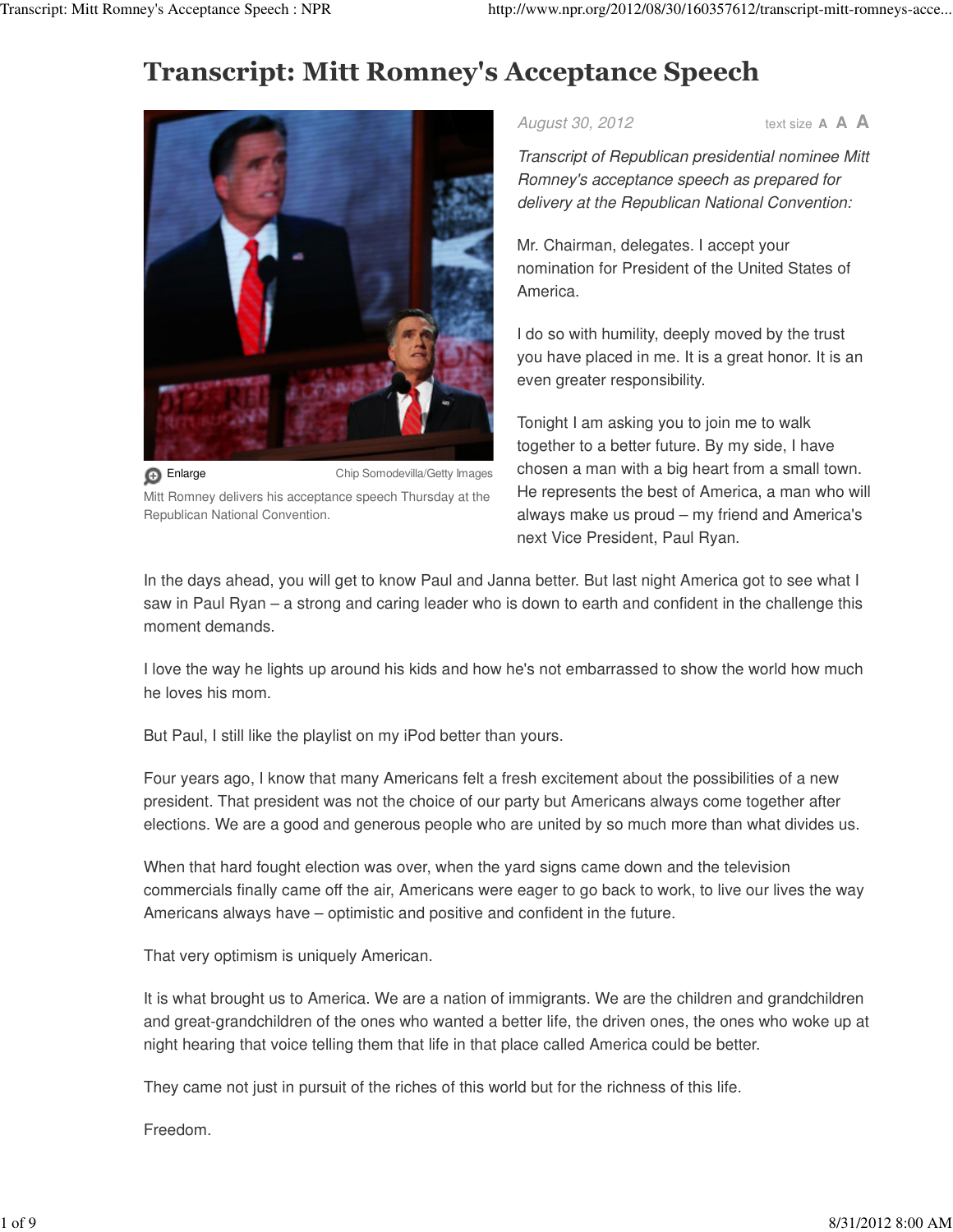# Transcript: Mitt Romney's Acceptance Speech

Enlarge — Chip Somodevilla/Getty Images

Mitt Romney delivers his acceptance speech Thursday at the Republican National Convention.

August 30, 2012

*Transcript of Republican presidential nominee Mitt Romney's acceptance speech as prepared for delivery at the Republican National Convention:*

Mr. Chairman, delegates. I accept your nomination for President of the United States of America.

I do so with humility, deeply moved by the trust you have placed in me. It is a great honor. It is an even greater responsibility.

Tonight I am asking you to join me to walk together to a better future. By my side, I have chosen a man with a big heart from a small town. He represents the best of America, a man who will always make us proud – my friend and America's next Vice President, Paul Ryan.

In the days ahead, you will get to know Paul and Janna better. But last night America got to see what I saw in Paul Ryan – a strong and caring leader who is down to earth and confident in the challenge this moment demands.

I love the way he lights up around his kids and how he's not embarrassed to show the world how much he loves his mom.

But Paul, I still like the playlist on my iPod better than yours.

Four years ago, I know that many Americans felt a fresh excitement about the possibilities of a new president. That president was not the choice of our party but Americans always come together after elections. We are a good and generous people who are united by so much more than what divides us.

When that hard fought election was over, when the yard signs came down and the television commercials finally came off the air, Americans were eager to go back to work, to live our lives the way Americans always have – optimistic and positive and confident in the future.

That very optimism is uniquely American.

It is what brought us to America. We are a nation of immigrants. We are the children and grandchildren and great-grandchildren of the ones who wanted a better life, the driven ones, the ones who woke up at night hearing that voice telling them that life in that place called America could be better.

They came not just in pursuit of the riches of this world but for the richness of this life.

Freedom.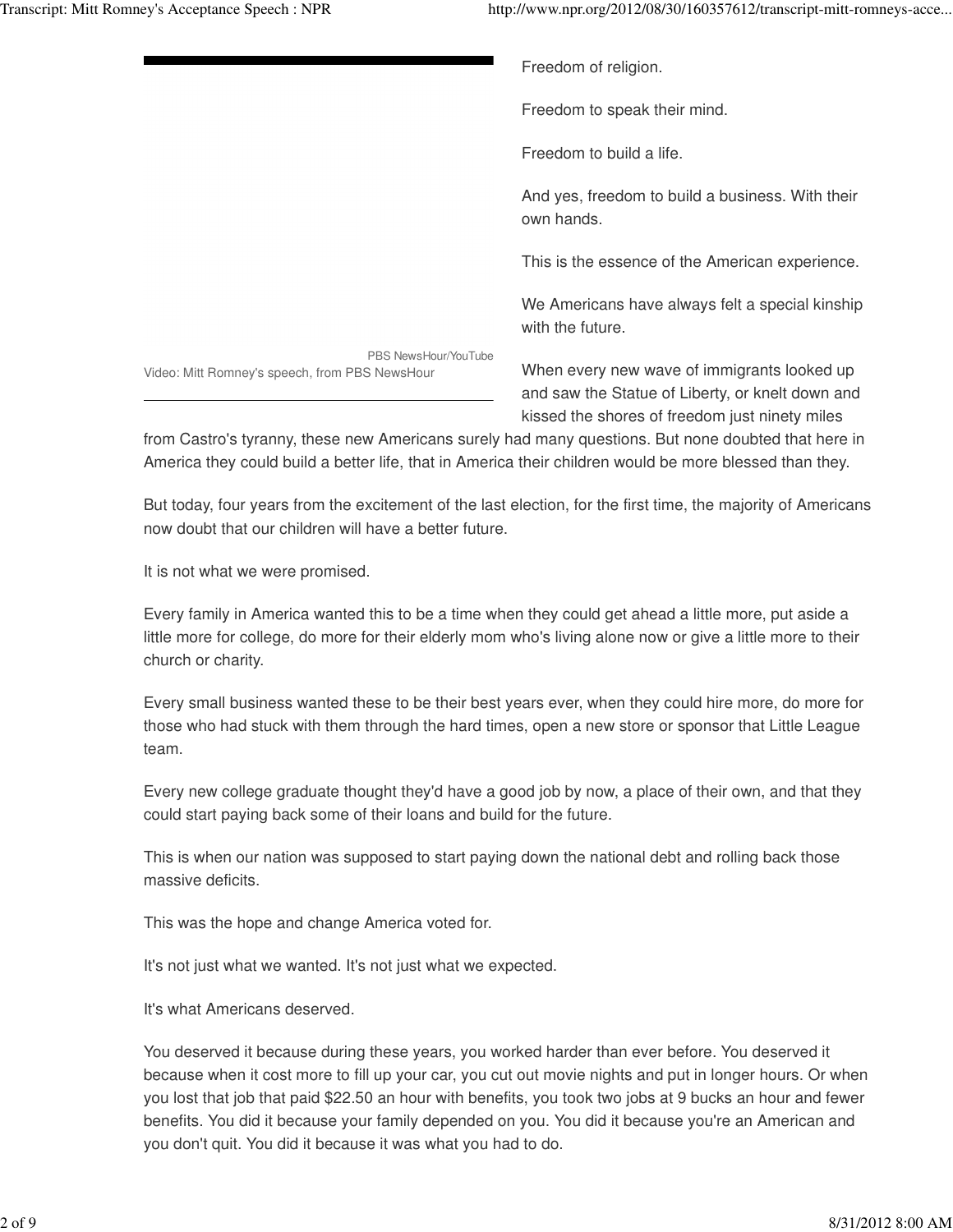PBS NewsHour/YouTube

Video: Mitt Romney's speech, from PBS NewsHour

Freedom of religion.

Freedom to speak their mind.

Freedom to build a life.

And yes, freedom to build a business. With their own hands.

This is the essence of the American experience.

We Americans have always felt a special kinship with the future.

When every new wave of immigrants looked up and saw the Statue of Liberty, or knelt down and kissed the shores of freedom just ninety miles from Castro's tyranny, these new Americans surely had many questions. But none doubted that here in America they could build a better life, that in America their children would be more blessed than they.

But today, four years from the excitement of the last election, for the first time, the majority of Americans now doubt that our children will have a better future.

It is not what we were promised.

Every family in America wanted this to be a time when they could get ahead a little more, put aside a little more for college, do more for their elderly mom who's living alone now or give a little more to their church or charity.

Every small business wanted these to be their best years ever, when they could hire more, do more for those who had stuck with them through the hard times, open a new store or sponsor that Little League team.

Every new college graduate thought they'd have a good job by now, a place of their own, and that they could start paying back some of their loans and build for the future.

This is when our nation was supposed to start paying down the national debt and rolling back those massive deficits.

This was the hope and change America voted for.

It's not just what we wanted. It's not just what we expected.

It's what Americans deserved.

You deserved it because during these years, you worked harder than ever before. You deserved it because when it cost more to fill up your car, you cut out movie nights and put in longer hours. Or when you lost that job that paid $22.50 an hour with benefits, you took two jobs at 9 bucks an hour and fewer benefits. You did it because your family depended on you. You did it because you're an American and you don't quit. You did it because it was what you had to do.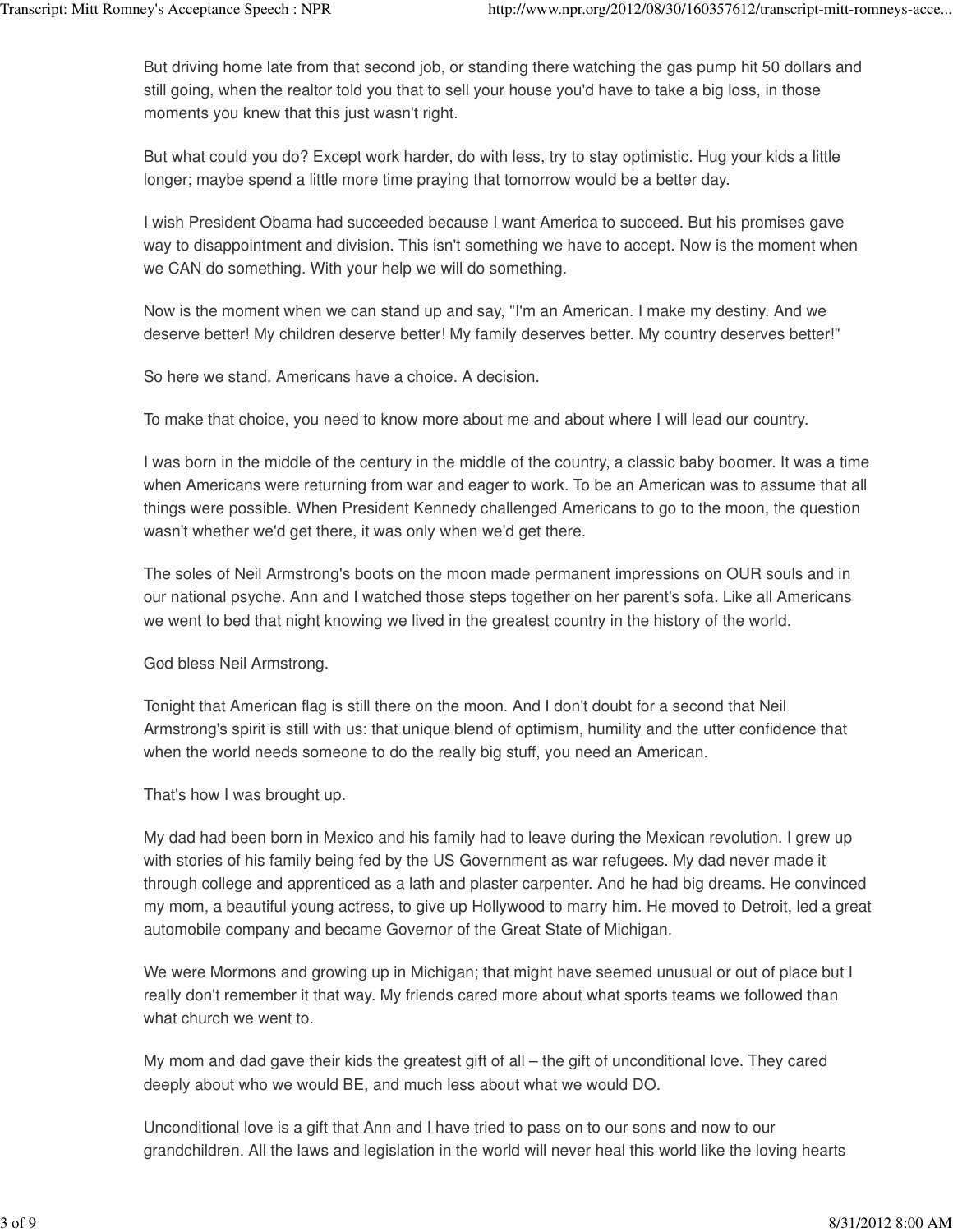But driving home late from that second job, or standing there watching the gas pump hit 50 dollars and still going, when the realtor told you that to sell your house you'd have to take a big loss, in those moments you knew that this just wasn't right.

But what could you do? Except work harder, do with less, try to stay optimistic. Hug your kids a little longer; maybe spend a little more time praying that tomorrow would be a better day.

I wish President Obama had succeeded because I want America to succeed. But his promises gave way to disappointment and division. This isn't something we have to accept. Now is the moment when we CAN do something. With your help we will do something.

Now is the moment when we can stand up and say, "I'm an American. I make my destiny. And we deserve better! My children deserve better! My family deserves better. My country deserves better!"

So here we stand. Americans have a choice. A decision.

To make that choice, you need to know more about me and about where I will lead our country.

I was born in the middle of the century in the middle of the country, a classic baby boomer. It was a time when Americans were returning from war and eager to work. To be an American was to assume that all things were possible. When President Kennedy challenged Americans to go to the moon, the question wasn't whether we'd get there, it was only when we'd get there.

The soles of Neil Armstrong's boots on the moon made permanent impressions on OUR souls and in our national psyche. Ann and I watched those steps together on her parent's sofa. Like all Americans we went to bed that night knowing we lived in the greatest country in the history of the world.

God bless Neil Armstrong.

Tonight that American flag is still there on the moon. And I don't doubt for a second that Neil Armstrong's spirit is still with us: that unique blend of optimism, humility and the utter confidence that when the world needs someone to do the really big stuff, you need an American.

That's how I was brought up.

My dad had been born in Mexico and his family had to leave during the Mexican revolution. I grew up with stories of his family being fed by the US Government as war refugees. My dad never made it through college and apprenticed as a lath and plaster carpenter. And he had big dreams. He convinced my mom, a beautiful young actress, to give up Hollywood to marry him. He moved to Detroit, led a great automobile company and became Governor of the Great State of Michigan.

We were Mormons and growing up in Michigan; that might have seemed unusual or out of place but I really don't remember it that way. My friends cared more about what sports teams we followed than what church we went to.

My mom and dad gave their kids the greatest gift of all – the gift of unconditional love. They cared deeply about who we would BE, and much less about what we would DO.

Unconditional love is a gift that Ann and I have tried to pass on to our sons and now to our grandchildren. All the laws and legislation in the world will never heal this world like the loving hearts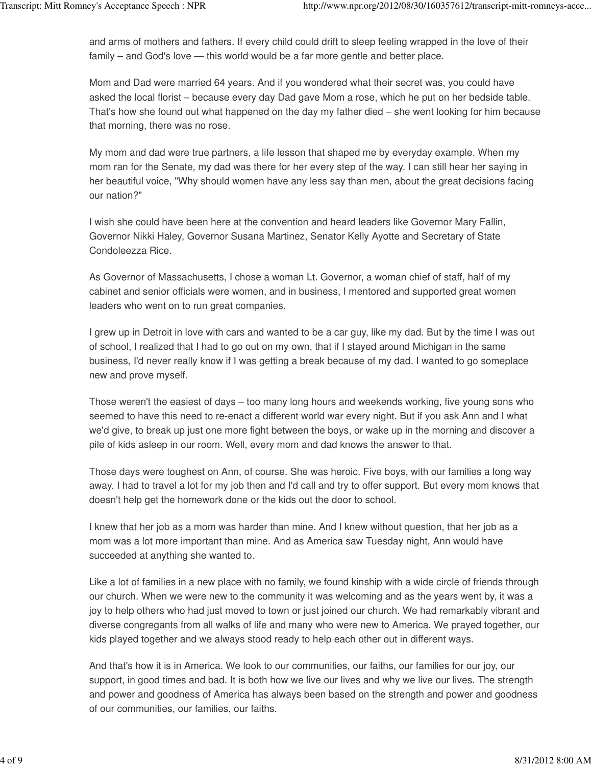and arms of mothers and fathers. If every child could drift to sleep feeling wrapped in the love of their family – and God's love — this world would be a far more gentle and better place.

Mom and Dad were married 64 years. And if you wondered what their secret was, you could have asked the local florist – because every day Dad gave Mom a rose, which he put on her bedside table. That's how she found out what happened on the day my father died – she went looking for him because that morning, there was no rose.

My mom and dad were true partners, a life lesson that shaped me by everyday example. When my mom ran for the Senate, my dad was there for her every step of the way. I can still hear her saying in her beautiful voice, "Why should women have any less say than men, about the great decisions facing our nation?"

I wish she could have been here at the convention and heard leaders like Governor Mary Fallin, Governor Nikki Haley, Governor Susana Martinez, Senator Kelly Ayotte and Secretary of State Condoleezza Rice.

As Governor of Massachusetts, I chose a woman Lt. Governor, a woman chief of staff, half of my cabinet and senior officials were women, and in business, I mentored and supported great women leaders who went on to run great companies.

I grew up in Detroit in love with cars and wanted to be a car guy, like my dad. But by the time I was out of school, I realized that I had to go out on my own, that if I stayed around Michigan in the same business, I'd never really know if I was getting a break because of my dad. I wanted to go someplace new and prove myself.

Those weren't the easiest of days – too many long hours and weekends working, five young sons who seemed to have this need to re-enact a different world war every night. But if you ask Ann and I what we'd give, to break up just one more fight between the boys, or wake up in the morning and discover a pile of kids asleep in our room. Well, every mom and dad knows the answer to that.

Those days were toughest on Ann, of course. She was heroic. Five boys, with our families a long way away. I had to travel a lot for my job then and I'd call and try to offer support. But every mom knows that doesn't help get the homework done or the kids out the door to school.

I knew that her job as a mom was harder than mine. And I knew without question, that her job as a mom was a lot more important than mine. And as America saw Tuesday night, Ann would have succeeded at anything she wanted to.

Like a lot of families in a new place with no family, we found kinship with a wide circle of friends through our church. When we were new to the community it was welcoming and as the years went by, it was a joy to help others who had just moved to town or just joined our church. We had remarkably vibrant and diverse congregants from all walks of life and many who were new to America. We prayed together, our kids played together and we always stood ready to help each other out in different ways.

And that's how it is in America. We look to our communities, our faiths, our families for our joy, our support, in good times and bad. It is both how we live our lives and why we live our lives. The strength and power and goodness of America has always been based on the strength and power and goodness of our communities, our families, our faiths.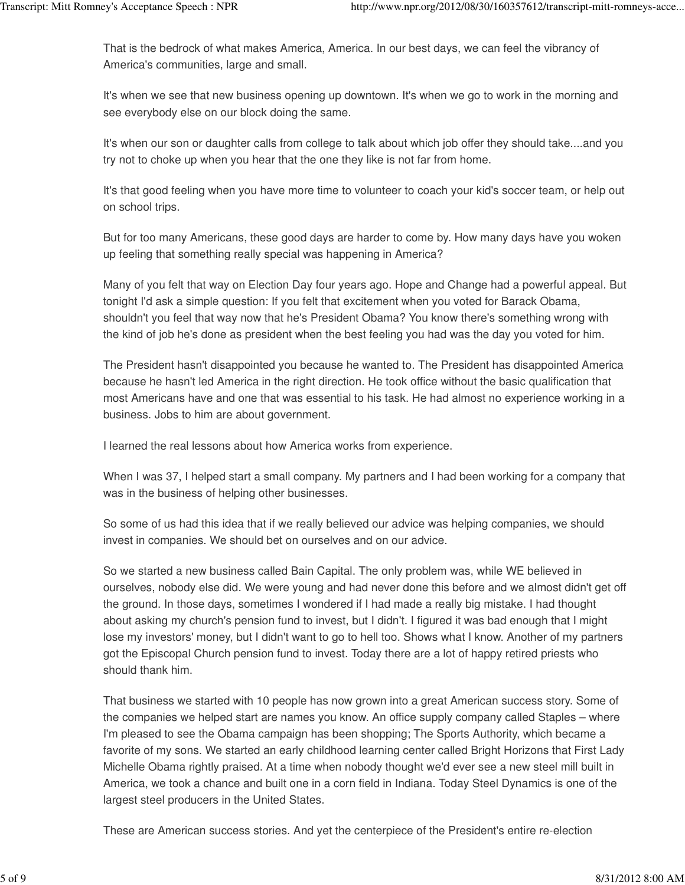That is the bedrock of what makes America, America. In our best days, we can feel the vibrancy of America's communities, large and small.

It's when we see that new business opening up downtown. It's when we go to work in the morning and see everybody else on our block doing the same.

It's when our son or daughter calls from college to talk about which job offer they should take....and you try not to choke up when you hear that the one they like is not far from home.

It's that good feeling when you have more time to volunteer to coach your kid's soccer team, or help out on school trips.

But for too many Americans, these good days are harder to come by. How many days have you woken up feeling that something really special was happening in America?

Many of you felt that way on Election Day four years ago. Hope and Change had a powerful appeal. But tonight I'd ask a simple question: If you felt that excitement when you voted for Barack Obama, shouldn't you feel that way now that he's President Obama? You know there's something wrong with the kind of job he's done as president when the best feeling you had was the day you voted for him.

The President hasn't disappointed you because he wanted to. The President has disappointed America because he hasn't led America in the right direction. He took office without the basic qualification that most Americans have and one that was essential to his task. He had almost no experience working in a business. Jobs to him are about government.

I learned the real lessons about how America works from experience.

When I was 37, I helped start a small company. My partners and I had been working for a company that was in the business of helping other businesses.

So some of us had this idea that if we really believed our advice was helping companies, we should invest in companies. We should bet on ourselves and on our advice.

So we started a new business called Bain Capital. The only problem was, while WE believed in ourselves, nobody else did. We were young and had never done this before and we almost didn't get off the ground. In those days, sometimes I wondered if I had made a really big mistake. I had thought about asking my church's pension fund to invest, but I didn't. I figured it was bad enough that I might lose my investors' money, but I didn't want to go to hell too. Shows what I know. Another of my partners got the Episcopal Church pension fund to invest. Today there are a lot of happy retired priests who should thank him.

That business we started with 10 people has now grown into a great American success story. Some of the companies we helped start are names you know. An office supply company called Staples – where I'm pleased to see the Obama campaign has been shopping; The Sports Authority, which became a favorite of my sons. We started an early childhood learning center called Bright Horizons that First Lady Michelle Obama rightly praised. At a time when nobody thought we'd ever see a new steel mill built in America, we took a chance and built one in a corn field in Indiana. Today Steel Dynamics is one of the largest steel producers in the United States.

These are American success stories. And yet the centerpiece of the President's entire re-election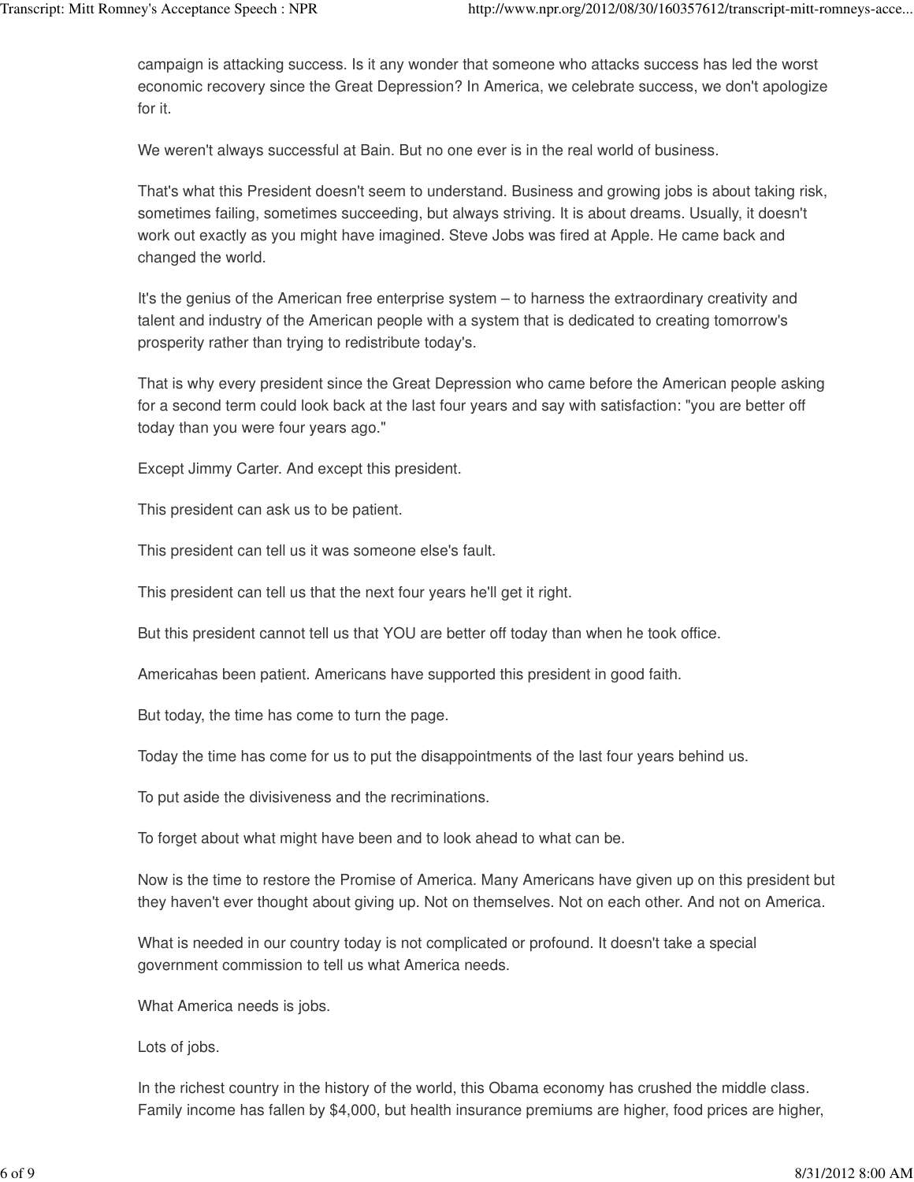campaign is attacking success. Is it any wonder that someone who attacks success has led the worst economic recovery since the Great Depression? In America, we celebrate success, we don't apologize for it.

We weren't always successful at Bain. But no one ever is in the real world of business.

That's what this President doesn't seem to understand. Business and growing jobs is about taking risk, sometimes failing, sometimes succeeding, but always striving. It is about dreams. Usually, it doesn't work out exactly as you might have imagined. Steve Jobs was fired at Apple. He came back and changed the world.

It's the genius of the American free enterprise system – to harness the extraordinary creativity and talent and industry of the American people with a system that is dedicated to creating tomorrow's prosperity rather than trying to redistribute today's.

That is why every president since the Great Depression who came before the American people asking for a second term could look back at the last four years and say with satisfaction: "you are better off today than you were four years ago."

Except Jimmy Carter. And except this president.

This president can ask us to be patient.

This president can tell us it was someone else's fault.

This president can tell us that the next four years he'll get it right.

But this president cannot tell us that YOU are better off today than when he took office.

Americahas been patient. Americans have supported this president in good faith.

But today, the time has come to turn the page.

Today the time has come for us to put the disappointments of the last four years behind us.

To put aside the divisiveness and the recriminations.

To forget about what might have been and to look ahead to what can be.

Now is the time to restore the Promise of America. Many Americans have given up on this president but they haven't ever thought about giving up. Not on themselves. Not on each other. And not on America.

What is needed in our country today is not complicated or profound. It doesn't take a special government commission to tell us what America needs.

What America needs is jobs.

Lots of jobs.

In the richest country in the history of the world, this Obama economy has crushed the middle class. Family income has fallen by $4,000, but health insurance premiums are higher, food prices are higher,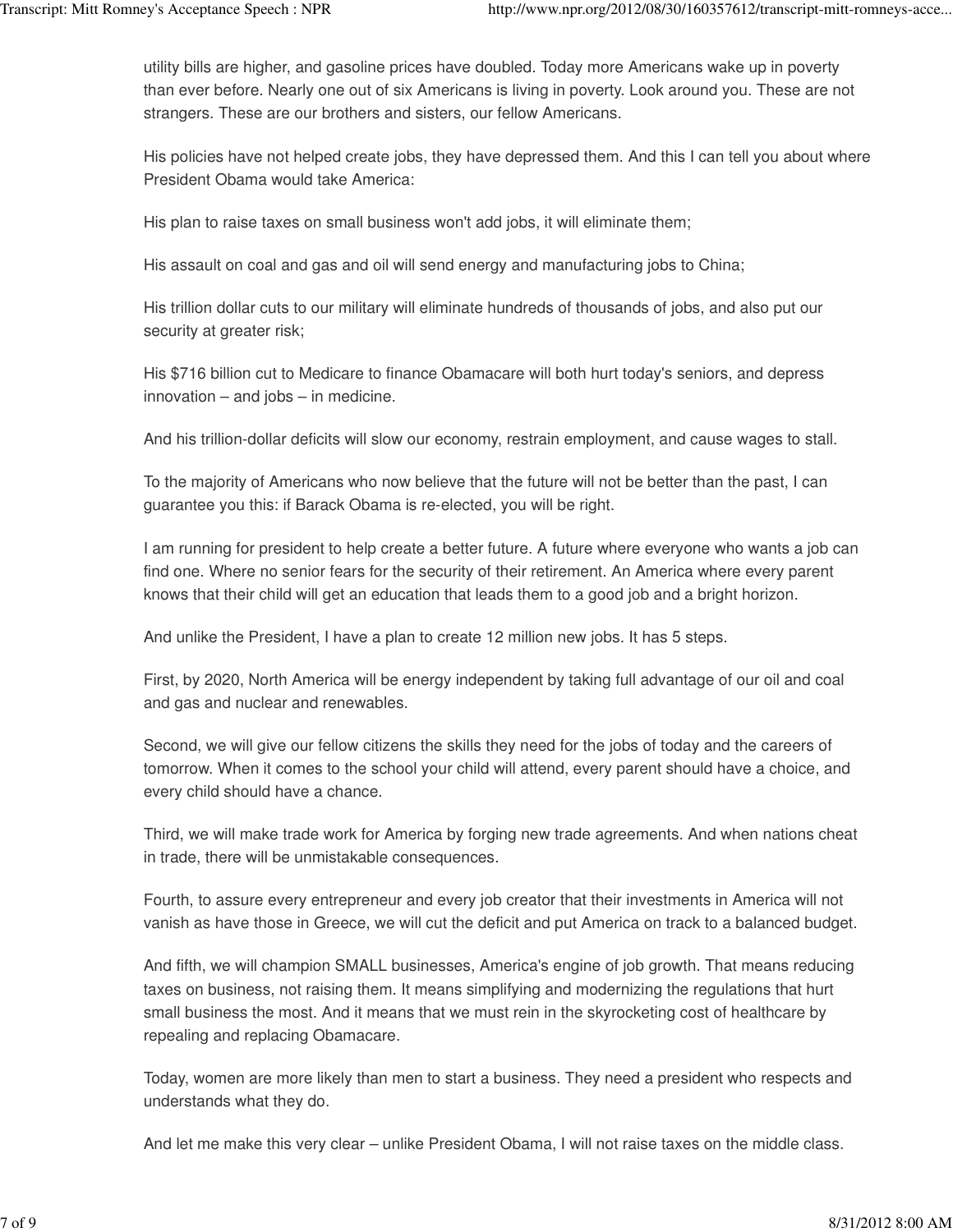utility bills are higher, and gasoline prices have doubled. Today more Americans wake up in poverty than ever before. Nearly one out of six Americans is living in poverty. Look around you. These are not strangers. These are our brothers and sisters, our fellow Americans.

His policies have not helped create jobs, they have depressed them. And this I can tell you about where President Obama would take America:

His plan to raise taxes on small business won't add jobs, it will eliminate them;

His assault on coal and gas and oil will send energy and manufacturing jobs to China;

His trillion dollar cuts to our military will eliminate hundreds of thousands of jobs, and also put our security at greater risk;

His $716 billion cut to Medicare to finance Obamacare will both hurt today's seniors, and depress innovation – and jobs – in medicine.

And his trillion-dollar deficits will slow our economy, restrain employment, and cause wages to stall.

To the majority of Americans who now believe that the future will not be better than the past, I can guarantee you this: if Barack Obama is re-elected, you will be right.

I am running for president to help create a better future. A future where everyone who wants a job can find one. Where no senior fears for the security of their retirement. An America where every parent knows that their child will get an education that leads them to a good job and a bright horizon.

And unlike the President, I have a plan to create 12 million new jobs. It has 5 steps.

First, by 2020, North America will be energy independent by taking full advantage of our oil and coal and gas and nuclear and renewables.

Second, we will give our fellow citizens the skills they need for the jobs of today and the careers of tomorrow. When it comes to the school your child will attend, every parent should have a choice, and every child should have a chance.

Third, we will make trade work for America by forging new trade agreements. And when nations cheat in trade, there will be unmistakable consequences.

Fourth, to assure every entrepreneur and every job creator that their investments in America will not vanish as have those in Greece, we will cut the deficit and put America on track to a balanced budget.

And fifth, we will champion SMALL businesses, America's engine of job growth. That means reducing taxes on business, not raising them. It means simplifying and modernizing the regulations that hurt small business the most. And it means that we must rein in the skyrocketing cost of healthcare by repealing and replacing Obamacare.

Today, women are more likely than men to start a business. They need a president who respects and understands what they do.

And let me make this very clear – unlike President Obama, I will not raise taxes on the middle class.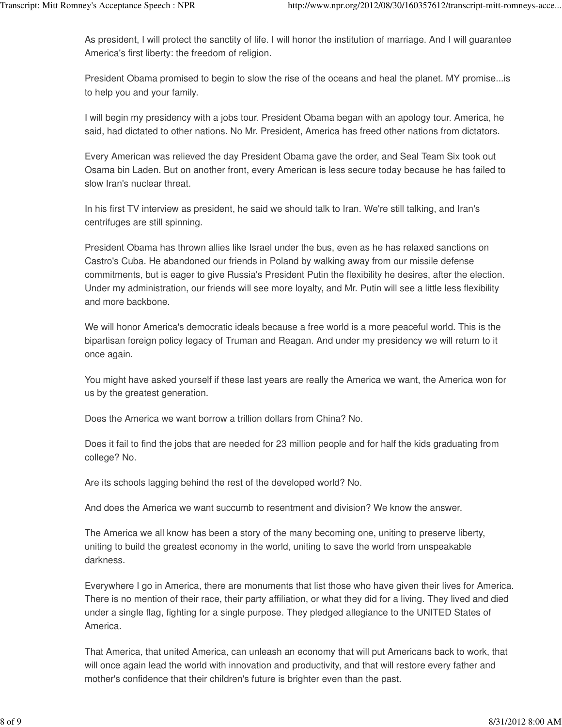As president, I will protect the sanctity of life. I will honor the institution of marriage. And I will guarantee America's first liberty: the freedom of religion.

President Obama promised to begin to slow the rise of the oceans and heal the planet. MY promise...is to help you and your family.

I will begin my presidency with a jobs tour. President Obama began with an apology tour. America, he said, had dictated to other nations. No Mr. President, America has freed other nations from dictators.

Every American was relieved the day President Obama gave the order, and Seal Team Six took out Osama bin Laden. But on another front, every American is less secure today because he has failed to slow Iran's nuclear threat.

In his first TV interview as president, he said we should talk to Iran. We're still talking, and Iran's centrifuges are still spinning.

President Obama has thrown allies like Israel under the bus, even as he has relaxed sanctions on Castro's Cuba. He abandoned our friends in Poland by walking away from our missile defense commitments, but is eager to give Russia's President Putin the flexibility he desires, after the election. Under my administration, our friends will see more loyalty, and Mr. Putin will see a little less flexibility and more backbone.

We will honor America's democratic ideals because a free world is a more peaceful world. This is the bipartisan foreign policy legacy of Truman and Reagan. And under my presidency we will return to it once again.

You might have asked yourself if these last years are really the America we want, the America won for us by the greatest generation.

Does the America we want borrow a trillion dollars from China? No.

Does it fail to find the jobs that are needed for 23 million people and for half the kids graduating from college? No.

Are its schools lagging behind the rest of the developed world? No.

And does the America we want succumb to resentment and division? We know the answer.

The America we all know has been a story of the many becoming one, uniting to preserve liberty, uniting to build the greatest economy in the world, uniting to save the world from unspeakable darkness.

Everywhere I go in America, there are monuments that list those who have given their lives for America. There is no mention of their race, their party affiliation, or what they did for a living. They lived and died under a single flag, fighting for a single purpose. They pledged allegiance to the UNITED States of America.

That America, that united America, can unleash an economy that will put Americans back to work, that will once again lead the world with innovation and productivity, and that will restore every father and mother's confidence that their children's future is brighter even than the past.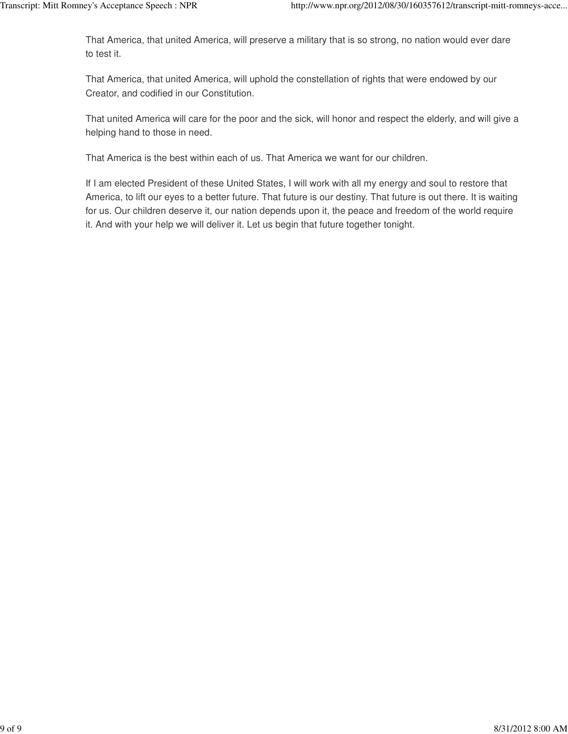That America, that united America, will preserve a military that is so strong, no nation would ever dare to test it.

That America, that united America, will uphold the constellation of rights that were endowed by our Creator, and codified in our Constitution.

That united America will care for the poor and the sick, will honor and respect the elderly, and will give a helping hand to those in need.

That America is the best within each of us. That America we want for our children.

If I am elected President of these United States, I will work with all my energy and soul to restore that America, to lift our eyes to a better future. That future is our destiny. That future is out there. It is waiting for us. Our children deserve it, our nation depends upon it, the peace and freedom of the world require it. And with your help we will deliver it. Let us begin that future together tonight.